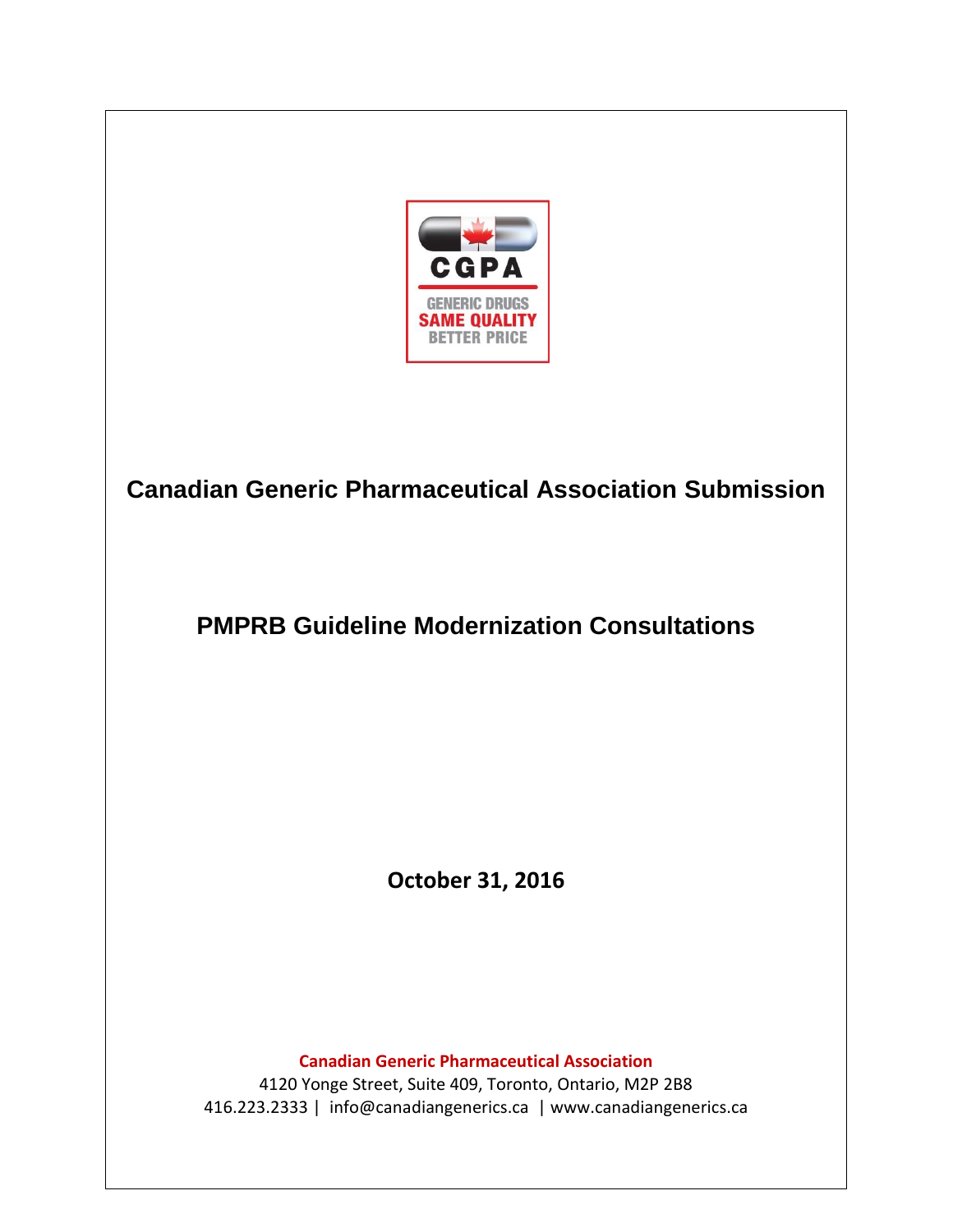CGPA

GENERIC DRUGS
SAME QUALITY
BETTER PRICE

# Canadian Generic Pharmaceutical Association Submission

## PMPRB Guideline Modernization Consultations

**October 31, 2016**

**Canadian Generic Pharmaceutical Association**
4120 Yonge Street, Suite 409, Toronto, Ontario, M2P 2B8
416.223.2333 | info@canadiangenerics.ca | www.canadiangenerics.ca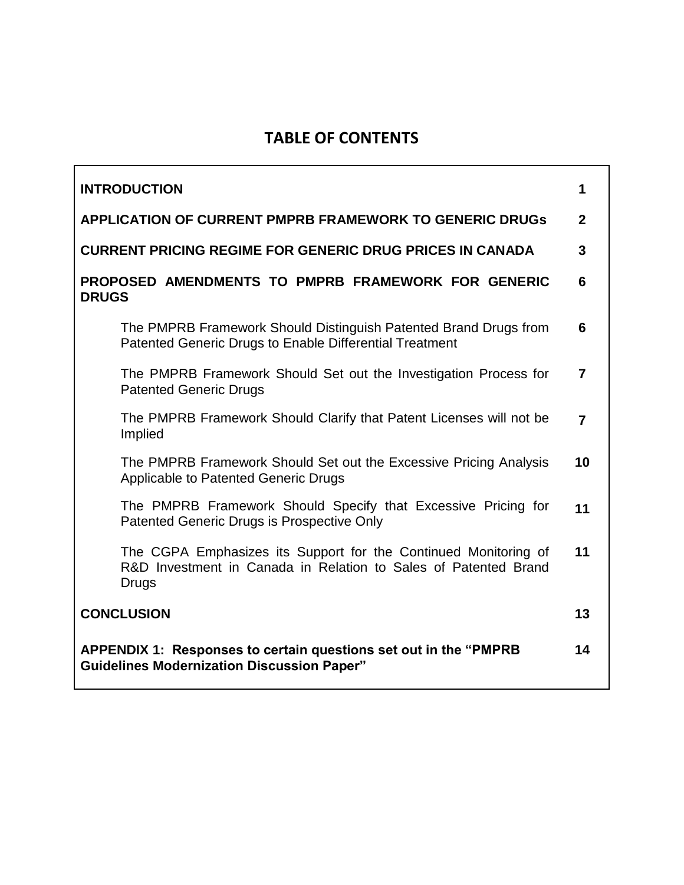# TABLE OF CONTENTS

| | |
|---|---|
| **INTRODUCTION** | **1** |
| **APPLICATION OF CURRENT PMPRB FRAMEWORK TO GENERIC DRUGs** | **2** |
| **CURRENT PRICING REGIME FOR GENERIC DRUG PRICES IN CANADA** | **3** |
| **PROPOSED AMENDMENTS TO PMPRB FRAMEWORK FOR GENERIC DRUGS** | **6** |
| The PMPRB Framework Should Distinguish Patented Brand Drugs from Patented Generic Drugs to Enable Differential Treatment | **6** |
| The PMPRB Framework Should Set out the Investigation Process for Patented Generic Drugs | **7** |
| The PMPRB Framework Should Clarify that Patent Licenses will not be Implied | **7** |
| The PMPRB Framework Should Set out the Excessive Pricing Analysis Applicable to Patented Generic Drugs | **10** |
| The PMPRB Framework Should Specify that Excessive Pricing for Patented Generic Drugs is Prospective Only | **11** |
| The CGPA Emphasizes its Support for the Continued Monitoring of R&D Investment in Canada in Relation to Sales of Patented Brand Drugs | **11** |
| **CONCLUSION** | **13** |
| **APPENDIX 1: Responses to certain questions set out in the "PMPRB Guidelines Modernization Discussion Paper"** | **14** |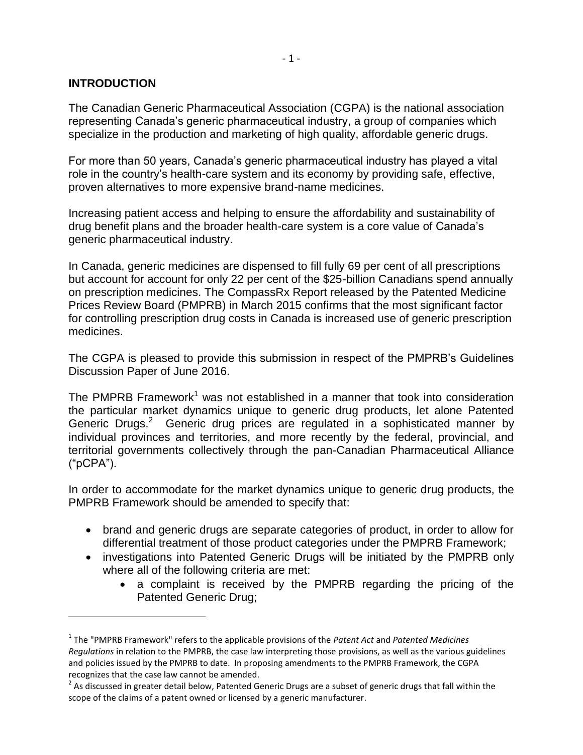## INTRODUCTION

The Canadian Generic Pharmaceutical Association (CGPA) is the national association representing Canada's generic pharmaceutical industry, a group of companies which specialize in the production and marketing of high quality, affordable generic drugs.

For more than 50 years, Canada's generic pharmaceutical industry has played a vital role in the country's health-care system and its economy by providing safe, effective, proven alternatives to more expensive brand-name medicines.

Increasing patient access and helping to ensure the affordability and sustainability of drug benefit plans and the broader health-care system is a core value of Canada's generic pharmaceutical industry.

In Canada, generic medicines are dispensed to fill fully 69 per cent of all prescriptions but account for account for only 22 per cent of the $25-billion Canadians spend annually on prescription medicines. The CompassRx Report released by the Patented Medicine Prices Review Board (PMPRB) in March 2015 confirms that the most significant factor for controlling prescription drug costs in Canada is increased use of generic prescription medicines.

The CGPA is pleased to provide this submission in respect of the PMPRB's Guidelines Discussion Paper of June 2016.

The PMPRB Framework[1] was not established in a manner that took into consideration the particular market dynamics unique to generic drug products, let alone Patented Generic Drugs.[2] Generic drug prices are regulated in a sophisticated manner by individual provinces and territories, and more recently by the federal, provincial, and territorial governments collectively through the pan-Canadian Pharmaceutical Alliance ("pCPA").

In order to accommodate for the market dynamics unique to generic drug products, the PMPRB Framework should be amended to specify that:

- brand and generic drugs are separate categories of product, in order to allow for differential treatment of those product categories under the PMPRB Framework;
- investigations into Patented Generic Drugs will be initiated by the PMPRB only where all of the following criteria are met:
  - a complaint is received by the PMPRB regarding the pricing of the Patented Generic Drug;

---

[1] The "PMPRB Framework" refers to the applicable provisions of the *Patent Act* and *Patented Medicines Regulations* in relation to the PMPRB, the case law interpreting those provisions, as well as the various guidelines and policies issued by the PMPRB to date. In proposing amendments to the PMPRB Framework, the CGPA recognizes that the case law cannot be amended.

[2] As discussed in greater detail below, Patented Generic Drugs are a subset of generic drugs that fall within the scope of the claims of a patent owned or licensed by a generic manufacturer.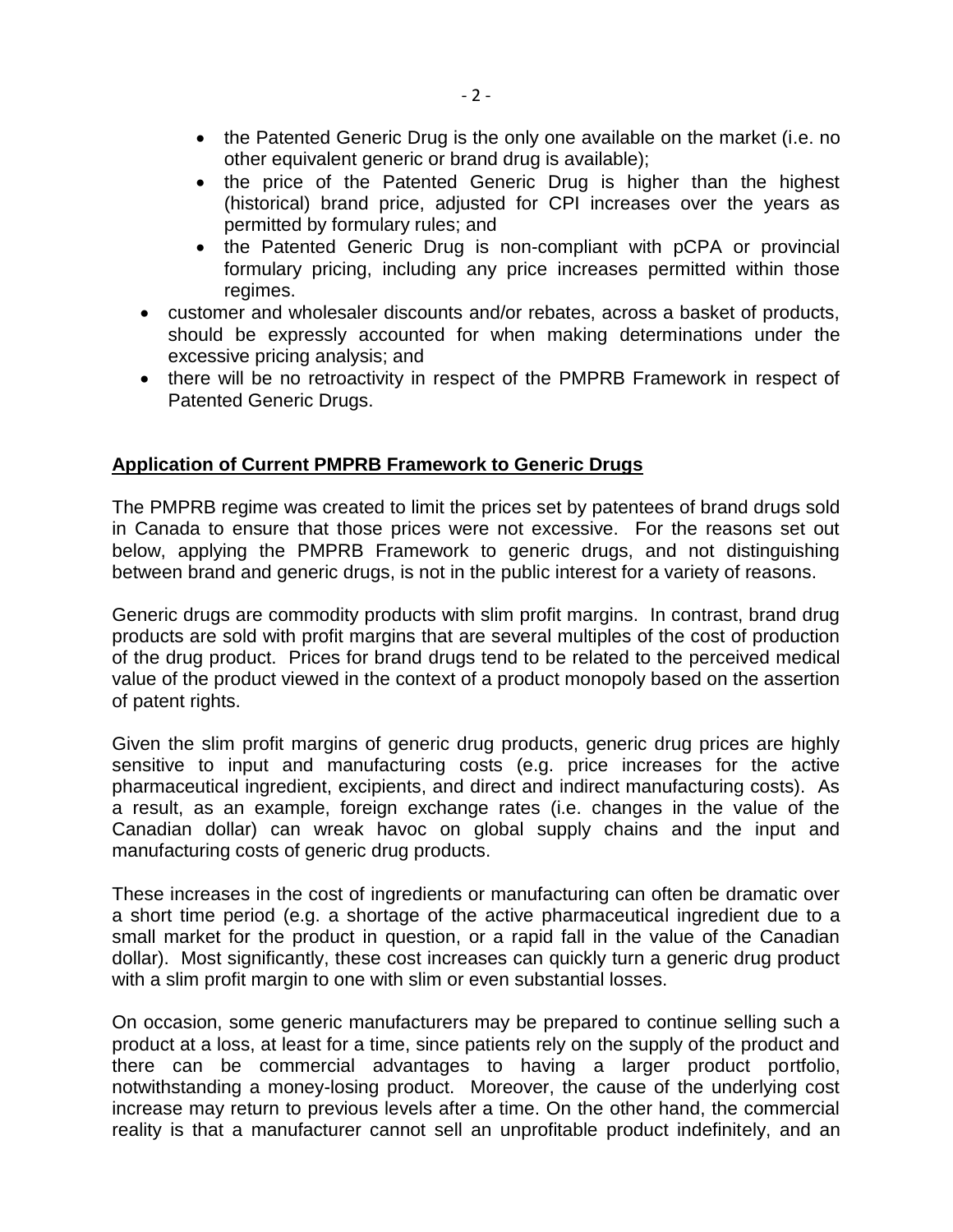- the Patented Generic Drug is the only one available on the market (i.e. no other equivalent generic or brand drug is available);
  - the price of the Patented Generic Drug is higher than the highest (historical) brand price, adjusted for CPI increases over the years as permitted by formulary rules; and
  - the Patented Generic Drug is non-compliant with pCPA or provincial formulary pricing, including any price increases permitted within those regimes.
- customer and wholesaler discounts and/or rebates, across a basket of products, should be expressly accounted for when making determinations under the excessive pricing analysis; and
- there will be no retroactivity in respect of the PMPRB Framework in respect of Patented Generic Drugs.

**<u>Application of Current PMPRB Framework to Generic Drugs</u>**

The PMPRB regime was created to limit the prices set by patentees of brand drugs sold in Canada to ensure that those prices were not excessive. For the reasons set out below, applying the PMPRB Framework to generic drugs, and not distinguishing between brand and generic drugs, is not in the public interest for a variety of reasons.

Generic drugs are commodity products with slim profit margins. In contrast, brand drug products are sold with profit margins that are several multiples of the cost of production of the drug product. Prices for brand drugs tend to be related to the perceived medical value of the product viewed in the context of a product monopoly based on the assertion of patent rights.

Given the slim profit margins of generic drug products, generic drug prices are highly sensitive to input and manufacturing costs (e.g. price increases for the active pharmaceutical ingredient, excipients, and direct and indirect manufacturing costs). As a result, as an example, foreign exchange rates (i.e. changes in the value of the Canadian dollar) can wreak havoc on global supply chains and the input and manufacturing costs of generic drug products.

These increases in the cost of ingredients or manufacturing can often be dramatic over a short time period (e.g. a shortage of the active pharmaceutical ingredient due to a small market for the product in question, or a rapid fall in the value of the Canadian dollar). Most significantly, these cost increases can quickly turn a generic drug product with a slim profit margin to one with slim or even substantial losses.

On occasion, some generic manufacturers may be prepared to continue selling such a product at a loss, at least for a time, since patients rely on the supply of the product and there can be commercial advantages to having a larger product portfolio, notwithstanding a money-losing product. Moreover, the cause of the underlying cost increase may return to previous levels after a time. On the other hand, the commercial reality is that a manufacturer cannot sell an unprofitable product indefinitely, and an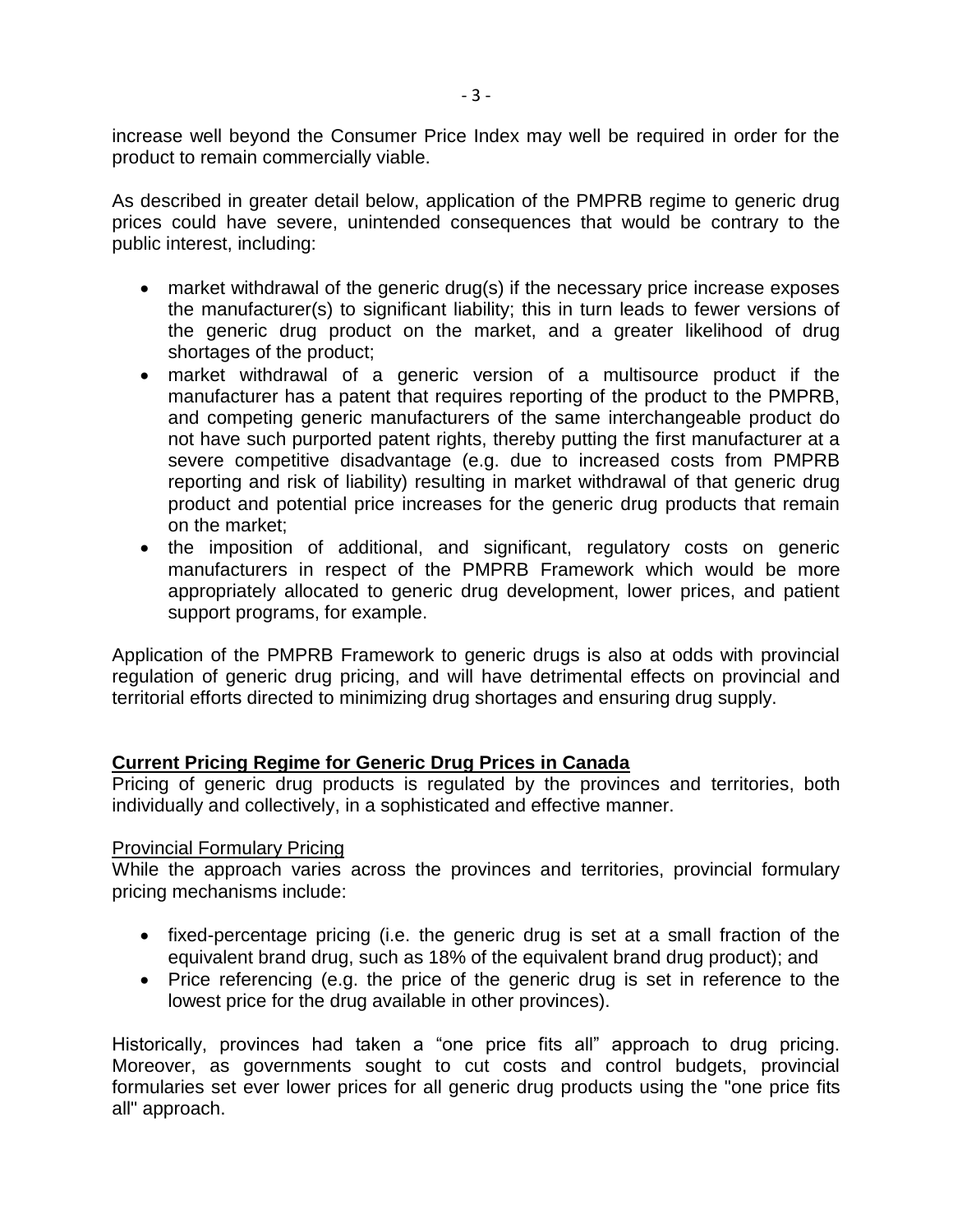increase well beyond the Consumer Price Index may well be required in order for the product to remain commercially viable.

As described in greater detail below, application of the PMPRB regime to generic drug prices could have severe, unintended consequences that would be contrary to the public interest, including:

- market withdrawal of the generic drug(s) if the necessary price increase exposes the manufacturer(s) to significant liability; this in turn leads to fewer versions of the generic drug product on the market, and a greater likelihood of drug shortages of the product;
- market withdrawal of a generic version of a multisource product if the manufacturer has a patent that requires reporting of the product to the PMPRB, and competing generic manufacturers of the same interchangeable product do not have such purported patent rights, thereby putting the first manufacturer at a severe competitive disadvantage (e.g. due to increased costs from PMPRB reporting and risk of liability) resulting in market withdrawal of that generic drug product and potential price increases for the generic drug products that remain on the market;
- the imposition of additional, and significant, regulatory costs on generic manufacturers in respect of the PMPRB Framework which would be more appropriately allocated to generic drug development, lower prices, and patient support programs, for example.

Application of the PMPRB Framework to generic drugs is also at odds with provincial regulation of generic drug pricing, and will have detrimental effects on provincial and territorial efforts directed to minimizing drug shortages and ensuring drug supply.

## Current Pricing Regime for Generic Drug Prices in Canada

Pricing of generic drug products is regulated by the provinces and territories, both individually and collectively, in a sophisticated and effective manner.

### Provincial Formulary Pricing

While the approach varies across the provinces and territories, provincial formulary pricing mechanisms include:

- fixed-percentage pricing (i.e. the generic drug is set at a small fraction of the equivalent brand drug, such as 18% of the equivalent brand drug product); and
- Price referencing (e.g. the price of the generic drug is set in reference to the lowest price for the drug available in other provinces).

Historically, provinces had taken a "one price fits all" approach to drug pricing. Moreover, as governments sought to cut costs and control budgets, provincial formularies set ever lower prices for all generic drug products using the "one price fits all" approach.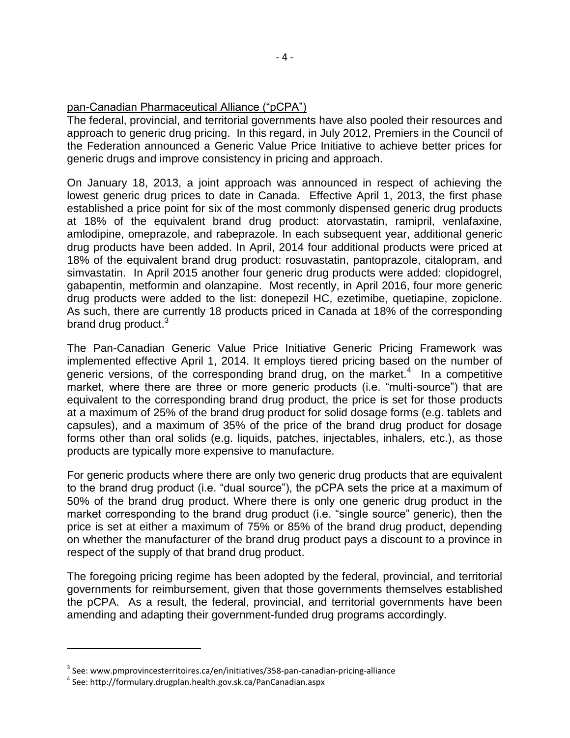pan-Canadian Pharmaceutical Alliance ("pCPA")

The federal, provincial, and territorial governments have also pooled their resources and approach to generic drug pricing. In this regard, in July 2012, Premiers in the Council of the Federation announced a Generic Value Price Initiative to achieve better prices for generic drugs and improve consistency in pricing and approach.

On January 18, 2013, a joint approach was announced in respect of achieving the lowest generic drug prices to date in Canada. Effective April 1, 2013, the first phase established a price point for six of the most commonly dispensed generic drug products at 18% of the equivalent brand drug product: atorvastatin, ramipril, venlafaxine, amlodipine, omeprazole, and rabeprazole. In each subsequent year, additional generic drug products have been added. In April, 2014 four additional products were priced at 18% of the equivalent brand drug product: rosuvastatin, pantoprazole, citalopram, and simvastatin. In April 2015 another four generic drug products were added: clopidogrel, gabapentin, metformin and olanzapine. Most recently, in April 2016, four more generic drug products were added to the list: donepezil HC, ezetimibe, quetiapine, zopiclone. As such, there are currently 18 products priced in Canada at 18% of the corresponding brand drug product.[3]

The Pan-Canadian Generic Value Price Initiative Generic Pricing Framework was implemented effective April 1, 2014. It employs tiered pricing based on the number of generic versions, of the corresponding brand drug, on the market.[4] In a competitive market, where there are three or more generic products (i.e. "multi-source") that are equivalent to the corresponding brand drug product, the price is set for those products at a maximum of 25% of the brand drug product for solid dosage forms (e.g. tablets and capsules), and a maximum of 35% of the price of the brand drug product for dosage forms other than oral solids (e.g. liquids, patches, injectables, inhalers, etc.), as those products are typically more expensive to manufacture.

For generic products where there are only two generic drug products that are equivalent to the brand drug product (i.e. "dual source"), the pCPA sets the price at a maximum of 50% of the brand drug product. Where there is only one generic drug product in the market corresponding to the brand drug product (i.e. "single source" generic), then the price is set at either a maximum of 75% or 85% of the brand drug product, depending on whether the manufacturer of the brand drug product pays a discount to a province in respect of the supply of that brand drug product.

The foregoing pricing regime has been adopted by the federal, provincial, and territorial governments for reimbursement, given that those governments themselves established the pCPA. As a result, the federal, provincial, and territorial governments have been amending and adapting their government-funded drug programs accordingly.

---

[3] See: www.pmprovincesterritoires.ca/en/initiatives/358-pan-canadian-pricing-alliance

[4] See: http://formulary.drugplan.health.gov.sk.ca/PanCanadian.aspx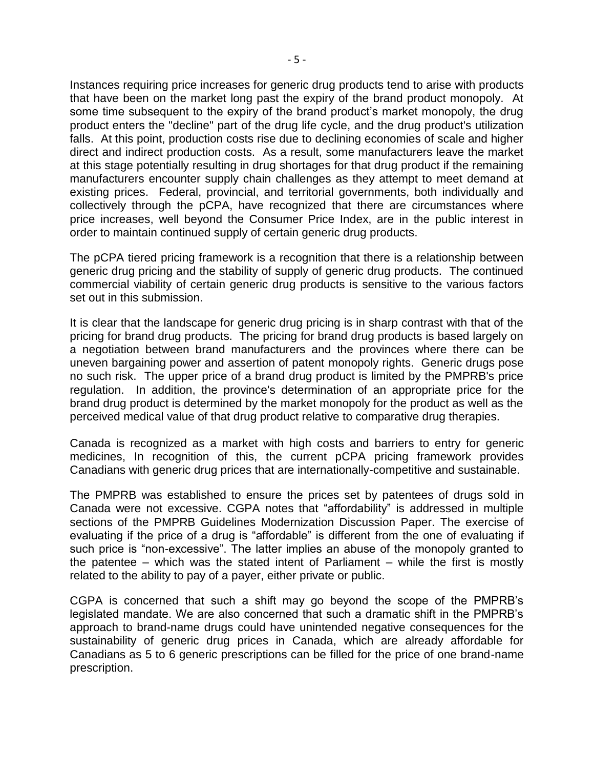Instances requiring price increases for generic drug products tend to arise with products that have been on the market long past the expiry of the brand product monopoly. At some time subsequent to the expiry of the brand product's market monopoly, the drug product enters the "decline" part of the drug life cycle, and the drug product's utilization falls. At this point, production costs rise due to declining economies of scale and higher direct and indirect production costs. As a result, some manufacturers leave the market at this stage potentially resulting in drug shortages for that drug product if the remaining manufacturers encounter supply chain challenges as they attempt to meet demand at existing prices. Federal, provincial, and territorial governments, both individually and collectively through the pCPA, have recognized that there are circumstances where price increases, well beyond the Consumer Price Index, are in the public interest in order to maintain continued supply of certain generic drug products.

The pCPA tiered pricing framework is a recognition that there is a relationship between generic drug pricing and the stability of supply of generic drug products. The continued commercial viability of certain generic drug products is sensitive to the various factors set out in this submission.

It is clear that the landscape for generic drug pricing is in sharp contrast with that of the pricing for brand drug products. The pricing for brand drug products is based largely on a negotiation between brand manufacturers and the provinces where there can be uneven bargaining power and assertion of patent monopoly rights. Generic drugs pose no such risk. The upper price of a brand drug product is limited by the PMPRB's price regulation. In addition, the province's determination of an appropriate price for the brand drug product is determined by the market monopoly for the product as well as the perceived medical value of that drug product relative to comparative drug therapies.

Canada is recognized as a market with high costs and barriers to entry for generic medicines, In recognition of this, the current pCPA pricing framework provides Canadians with generic drug prices that are internationally-competitive and sustainable.

The PMPRB was established to ensure the prices set by patentees of drugs sold in Canada were not excessive. CGPA notes that "affordability" is addressed in multiple sections of the PMPRB Guidelines Modernization Discussion Paper. The exercise of evaluating if the price of a drug is "affordable" is different from the one of evaluating if such price is "non-excessive". The latter implies an abuse of the monopoly granted to the patentee – which was the stated intent of Parliament – while the first is mostly related to the ability to pay of a payer, either private or public.

CGPA is concerned that such a shift may go beyond the scope of the PMPRB's legislated mandate. We are also concerned that such a dramatic shift in the PMPRB's approach to brand-name drugs could have unintended negative consequences for the sustainability of generic drug prices in Canada, which are already affordable for Canadians as 5 to 6 generic prescriptions can be filled for the price of one brand-name prescription.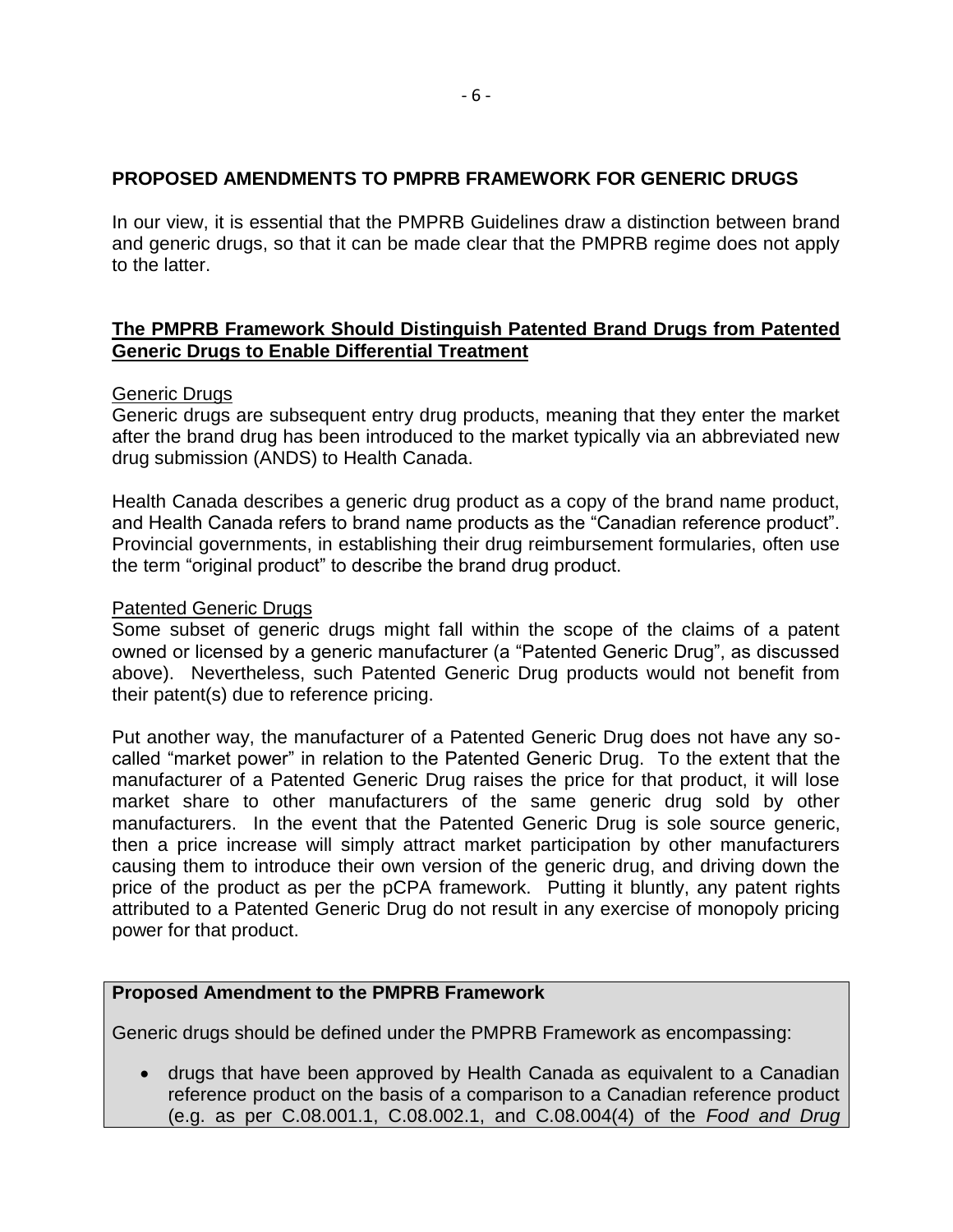## PROPOSED AMENDMENTS TO PMPRB FRAMEWORK FOR GENERIC DRUGS

In our view, it is essential that the PMPRB Guidelines draw a distinction between brand and generic drugs, so that it can be made clear that the PMPRB regime does not apply to the latter.

### The PMPRB Framework Should Distinguish Patented Brand Drugs from Patented Generic Drugs to Enable Differential Treatment

#### Generic Drugs

Generic drugs are subsequent entry drug products, meaning that they enter the market after the brand drug has been introduced to the market typically via an abbreviated new drug submission (ANDS) to Health Canada.

Health Canada describes a generic drug product as a copy of the brand name product, and Health Canada refers to brand name products as the "Canadian reference product". Provincial governments, in establishing their drug reimbursement formularies, often use the term "original product" to describe the brand drug product.

#### Patented Generic Drugs

Some subset of generic drugs might fall within the scope of the claims of a patent owned or licensed by a generic manufacturer (a "Patented Generic Drug", as discussed above). Nevertheless, such Patented Generic Drug products would not benefit from their patent(s) due to reference pricing.

Put another way, the manufacturer of a Patented Generic Drug does not have any so-called "market power" in relation to the Patented Generic Drug. To the extent that the manufacturer of a Patented Generic Drug raises the price for that product, it will lose market share to other manufacturers of the same generic drug sold by other manufacturers. In the event that the Patented Generic Drug is sole source generic, then a price increase will simply attract market participation by other manufacturers causing them to introduce their own version of the generic drug, and driving down the price of the product as per the pCPA framework. Putting it bluntly, any patent rights attributed to a Patented Generic Drug do not result in any exercise of monopoly pricing power for that product.

**Proposed Amendment to the PMPRB Framework**

Generic drugs should be defined under the PMPRB Framework as encompassing:

- drugs that have been approved by Health Canada as equivalent to a Canadian reference product on the basis of a comparison to a Canadian reference product (e.g. as per C.08.001.1, C.08.002.1, and C.08.004(4) of the *Food and Drug*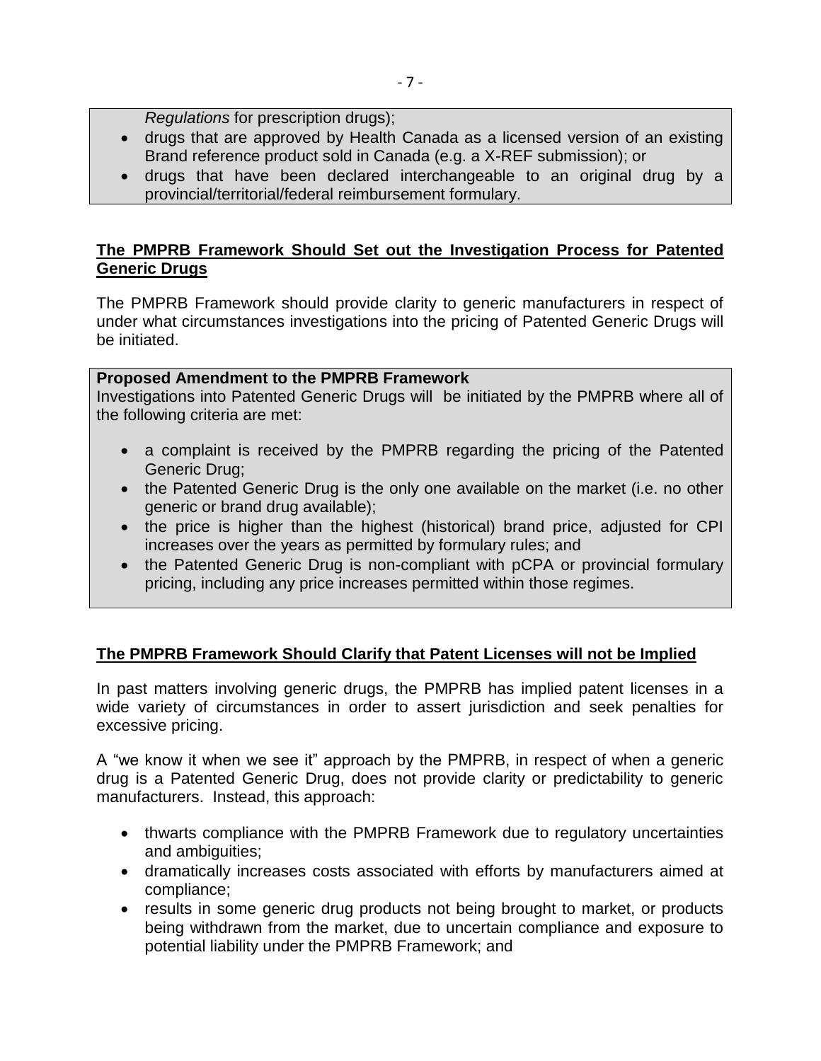*Regulations* for prescription drugs);

- drugs that are approved by Health Canada as a licensed version of an existing Brand reference product sold in Canada (e.g. a X-REF submission); or
- drugs that have been declared interchangeable to an original drug by a provincial/territorial/federal reimbursement formulary.

**The PMPRB Framework Should Set out the Investigation Process for Patented Generic Drugs**

The PMPRB Framework should provide clarity to generic manufacturers in respect of under what circumstances investigations into the pricing of Patented Generic Drugs will be initiated.

**Proposed Amendment to the PMPRB Framework**
Investigations into Patented Generic Drugs will be initiated by the PMPRB where all of the following criteria are met:

- a complaint is received by the PMPRB regarding the pricing of the Patented Generic Drug;
- the Patented Generic Drug is the only one available on the market (i.e. no other generic or brand drug available);
- the price is higher than the highest (historical) brand price, adjusted for CPI increases over the years as permitted by formulary rules; and
- the Patented Generic Drug is non-compliant with pCPA or provincial formulary pricing, including any price increases permitted within those regimes.

**The PMPRB Framework Should Clarify that Patent Licenses will not be Implied**

In past matters involving generic drugs, the PMPRB has implied patent licenses in a wide variety of circumstances in order to assert jurisdiction and seek penalties for excessive pricing.

A "we know it when we see it" approach by the PMPRB, in respect of when a generic drug is a Patented Generic Drug, does not provide clarity or predictability to generic manufacturers. Instead, this approach:

- thwarts compliance with the PMPRB Framework due to regulatory uncertainties and ambiguities;
- dramatically increases costs associated with efforts by manufacturers aimed at compliance;
- results in some generic drug products not being brought to market, or products being withdrawn from the market, due to uncertain compliance and exposure to potential liability under the PMPRB Framework; and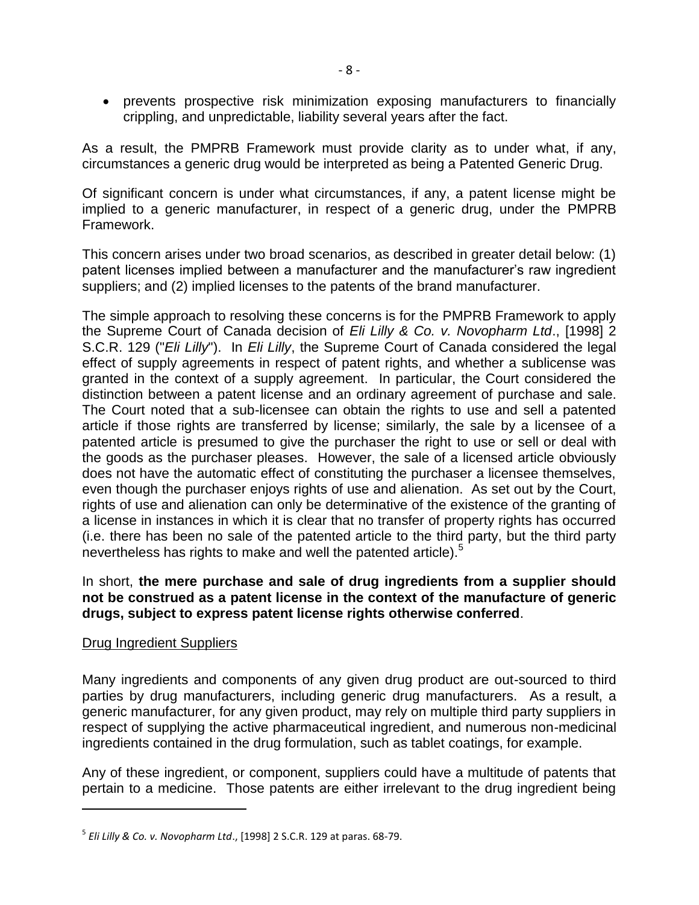- prevents prospective risk minimization exposing manufacturers to financially crippling, and unpredictable, liability several years after the fact.

As a result, the PMPRB Framework must provide clarity as to under what, if any, circumstances a generic drug would be interpreted as being a Patented Generic Drug.

Of significant concern is under what circumstances, if any, a patent license might be implied to a generic manufacturer, in respect of a generic drug, under the PMPRB Framework.

This concern arises under two broad scenarios, as described in greater detail below: (1) patent licenses implied between a manufacturer and the manufacturer's raw ingredient suppliers; and (2) implied licenses to the patents of the brand manufacturer.

The simple approach to resolving these concerns is for the PMPRB Framework to apply the Supreme Court of Canada decision of *Eli Lilly & Co. v. Novopharm Ltd*., [1998] 2 S.C.R. 129 ("*Eli Lilly*"). In *Eli Lilly*, the Supreme Court of Canada considered the legal effect of supply agreements in respect of patent rights, and whether a sublicense was granted in the context of a supply agreement. In particular, the Court considered the distinction between a patent license and an ordinary agreement of purchase and sale. The Court noted that a sub-licensee can obtain the rights to use and sell a patented article if those rights are transferred by license; similarly, the sale by a licensee of a patented article is presumed to give the purchaser the right to use or sell or deal with the goods as the purchaser pleases. However, the sale of a licensed article obviously does not have the automatic effect of constituting the purchaser a licensee themselves, even though the purchaser enjoys rights of use and alienation. As set out by the Court, rights of use and alienation can only be determinative of the existence of the granting of a license in instances in which it is clear that no transfer of property rights has occurred (i.e. there has been no sale of the patented article to the third party, but the third party nevertheless has rights to make and well the patented article).[5]

In short, **the mere purchase and sale of drug ingredients from a supplier should not be construed as a patent license in the context of the manufacture of generic drugs, subject to express patent license rights otherwise conferred**.

<u>Drug Ingredient Suppliers</u>

Many ingredients and components of any given drug product are out-sourced to third parties by drug manufacturers, including generic drug manufacturers. As a result, a generic manufacturer, for any given product, may rely on multiple third party suppliers in respect of supplying the active pharmaceutical ingredient, and numerous non-medicinal ingredients contained in the drug formulation, such as tablet coatings, for example.

Any of these ingredient, or component, suppliers could have a multitude of patents that pertain to a medicine. Those patents are either irrelevant to the drug ingredient being

---

[5] *Eli Lilly & Co. v. Novopharm Ltd*., [1998] 2 S.C.R. 129 at paras. 68-79.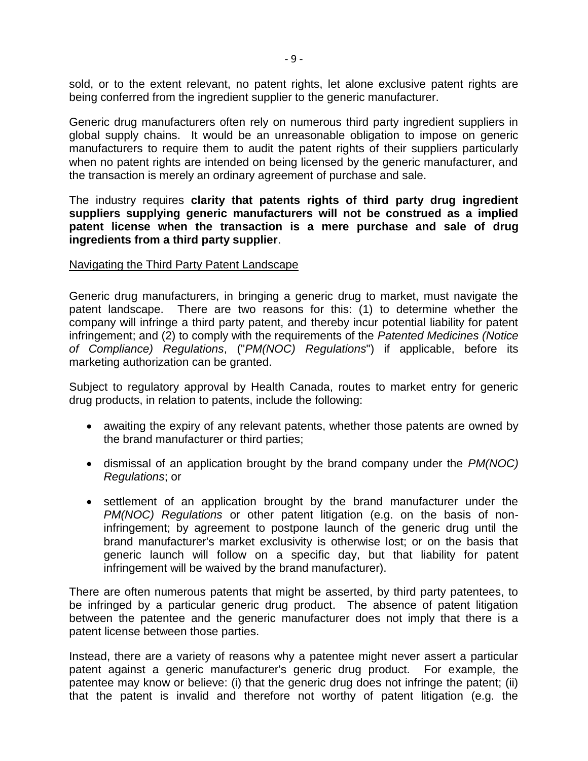sold, or to the extent relevant, no patent rights, let alone exclusive patent rights are being conferred from the ingredient supplier to the generic manufacturer.

Generic drug manufacturers often rely on numerous third party ingredient suppliers in global supply chains. It would be an unreasonable obligation to impose on generic manufacturers to require them to audit the patent rights of their suppliers particularly when no patent rights are intended on being licensed by the generic manufacturer, and the transaction is merely an ordinary agreement of purchase and sale.

The industry requires **clarity that patents rights of third party drug ingredient suppliers supplying generic manufacturers will not be construed as a implied patent license when the transaction is a mere purchase and sale of drug ingredients from a third party supplier**.

Navigating the Third Party Patent Landscape

Generic drug manufacturers, in bringing a generic drug to market, must navigate the patent landscape. There are two reasons for this: (1) to determine whether the company will infringe a third party patent, and thereby incur potential liability for patent infringement; and (2) to comply with the requirements of the *Patented Medicines (Notice of Compliance) Regulations*, ("*PM(NOC) Regulations*") if applicable, before its marketing authorization can be granted.

Subject to regulatory approval by Health Canada, routes to market entry for generic drug products, in relation to patents, include the following:

- awaiting the expiry of any relevant patents, whether those patents are owned by the brand manufacturer or third parties;
- dismissal of an application brought by the brand company under the *PM(NOC) Regulations*; or
- settlement of an application brought by the brand manufacturer under the *PM(NOC) Regulations* or other patent litigation (e.g. on the basis of non-infringement; by agreement to postpone launch of the generic drug until the brand manufacturer's market exclusivity is otherwise lost; or on the basis that generic launch will follow on a specific day, but that liability for patent infringement will be waived by the brand manufacturer).

There are often numerous patents that might be asserted, by third party patentees, to be infringed by a particular generic drug product. The absence of patent litigation between the patentee and the generic manufacturer does not imply that there is a patent license between those parties.

Instead, there are a variety of reasons why a patentee might never assert a particular patent against a generic manufacturer's generic drug product. For example, the patentee may know or believe: (i) that the generic drug does not infringe the patent; (ii) that the patent is invalid and therefore not worthy of patent litigation (e.g. the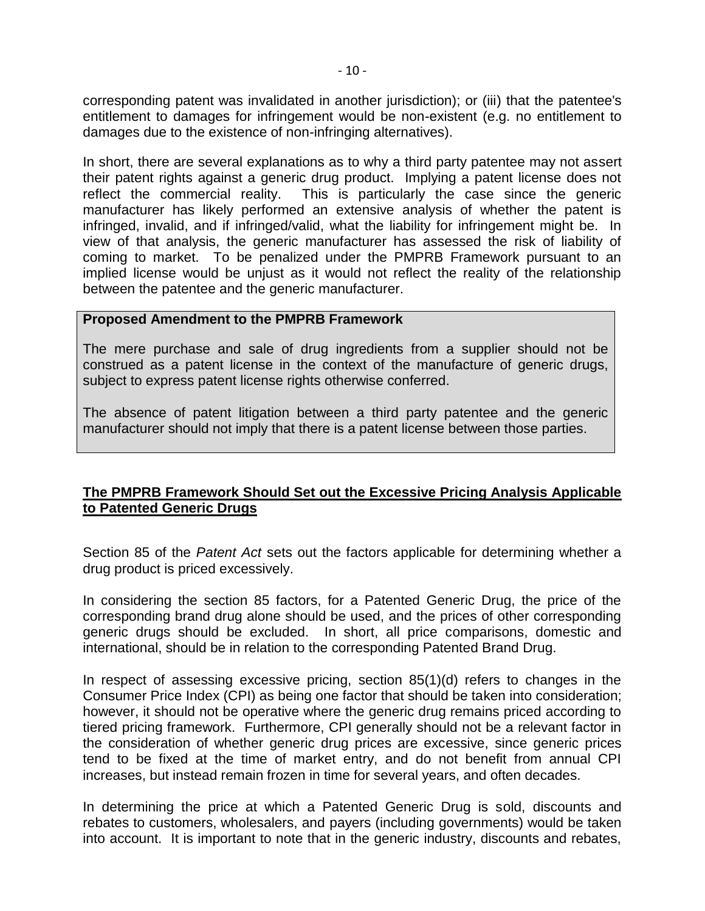corresponding patent was invalidated in another jurisdiction); or (iii) that the patentee's entitlement to damages for infringement would be non-existent (e.g. no entitlement to damages due to the existence of non-infringing alternatives).

In short, there are several explanations as to why a third party patentee may not assert their patent rights against a generic drug product. Implying a patent license does not reflect the commercial reality. This is particularly the case since the generic manufacturer has likely performed an extensive analysis of whether the patent is infringed, invalid, and if infringed/valid, what the liability for infringement might be. In view of that analysis, the generic manufacturer has assessed the risk of liability of coming to market. To be penalized under the PMPRB Framework pursuant to an implied license would be unjust as it would not reflect the reality of the relationship between the patentee and the generic manufacturer.

> **Proposed Amendment to the PMPRB Framework**
>
> The mere purchase and sale of drug ingredients from a supplier should not be construed as a patent license in the context of the manufacture of generic drugs, subject to express patent license rights otherwise conferred.
>
> The absence of patent litigation between a third party patentee and the generic manufacturer should not imply that there is a patent license between those parties.

## **The PMPRB Framework Should Set out the Excessive Pricing Analysis Applicable to Patented Generic Drugs**

Section 85 of the *Patent Act* sets out the factors applicable for determining whether a drug product is priced excessively.

In considering the section 85 factors, for a Patented Generic Drug, the price of the corresponding brand drug alone should be used, and the prices of other corresponding generic drugs should be excluded. In short, all price comparisons, domestic and international, should be in relation to the corresponding Patented Brand Drug.

In respect of assessing excessive pricing, section 85(1)(d) refers to changes in the Consumer Price Index (CPI) as being one factor that should be taken into consideration; however, it should not be operative where the generic drug remains priced according to tiered pricing framework. Furthermore, CPI generally should not be a relevant factor in the consideration of whether generic drug prices are excessive, since generic prices tend to be fixed at the time of market entry, and do not benefit from annual CPI increases, but instead remain frozen in time for several years, and often decades.

In determining the price at which a Patented Generic Drug is sold, discounts and rebates to customers, wholesalers, and payers (including governments) would be taken into account. It is important to note that in the generic industry, discounts and rebates,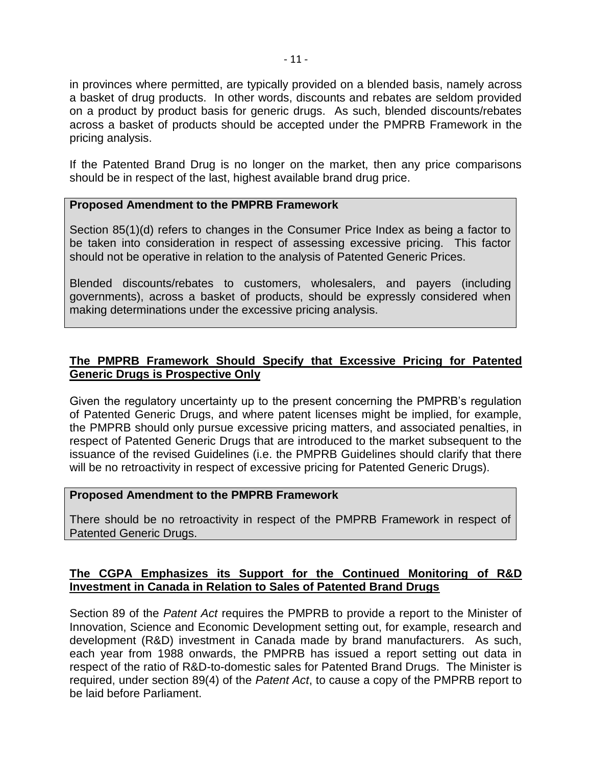in provinces where permitted, are typically provided on a blended basis, namely across a basket of drug products. In other words, discounts and rebates are seldom provided on a product by product basis for generic drugs. As such, blended discounts/rebates across a basket of products should be accepted under the PMPRB Framework in the pricing analysis.

If the Patented Brand Drug is no longer on the market, then any price comparisons should be in respect of the last, highest available brand drug price.

> **Proposed Amendment to the PMPRB Framework**
>
> Section 85(1)(d) refers to changes in the Consumer Price Index as being a factor to be taken into consideration in respect of assessing excessive pricing. This factor should not be operative in relation to the analysis of Patented Generic Prices.
>
> Blended discounts/rebates to customers, wholesalers, and payers (including governments), across a basket of products, should be expressly considered when making determinations under the excessive pricing analysis.

**The PMPRB Framework Should Specify that Excessive Pricing for Patented Generic Drugs is Prospective Only**

Given the regulatory uncertainty up to the present concerning the PMPRB's regulation of Patented Generic Drugs, and where patent licenses might be implied, for example, the PMPRB should only pursue excessive pricing matters, and associated penalties, in respect of Patented Generic Drugs that are introduced to the market subsequent to the issuance of the revised Guidelines (i.e. the PMPRB Guidelines should clarify that there will be no retroactivity in respect of excessive pricing for Patented Generic Drugs).

> **Proposed Amendment to the PMPRB Framework**
>
> There should be no retroactivity in respect of the PMPRB Framework in respect of Patented Generic Drugs.

**The CGPA Emphasizes its Support for the Continued Monitoring of R&D Investment in Canada in Relation to Sales of Patented Brand Drugs**

Section 89 of the *Patent Act* requires the PMPRB to provide a report to the Minister of Innovation, Science and Economic Development setting out, for example, research and development (R&D) investment in Canada made by brand manufacturers. As such, each year from 1988 onwards, the PMPRB has issued a report setting out data in respect of the ratio of R&D-to-domestic sales for Patented Brand Drugs. The Minister is required, under section 89(4) of the *Patent Act*, to cause a copy of the PMPRB report to be laid before Parliament.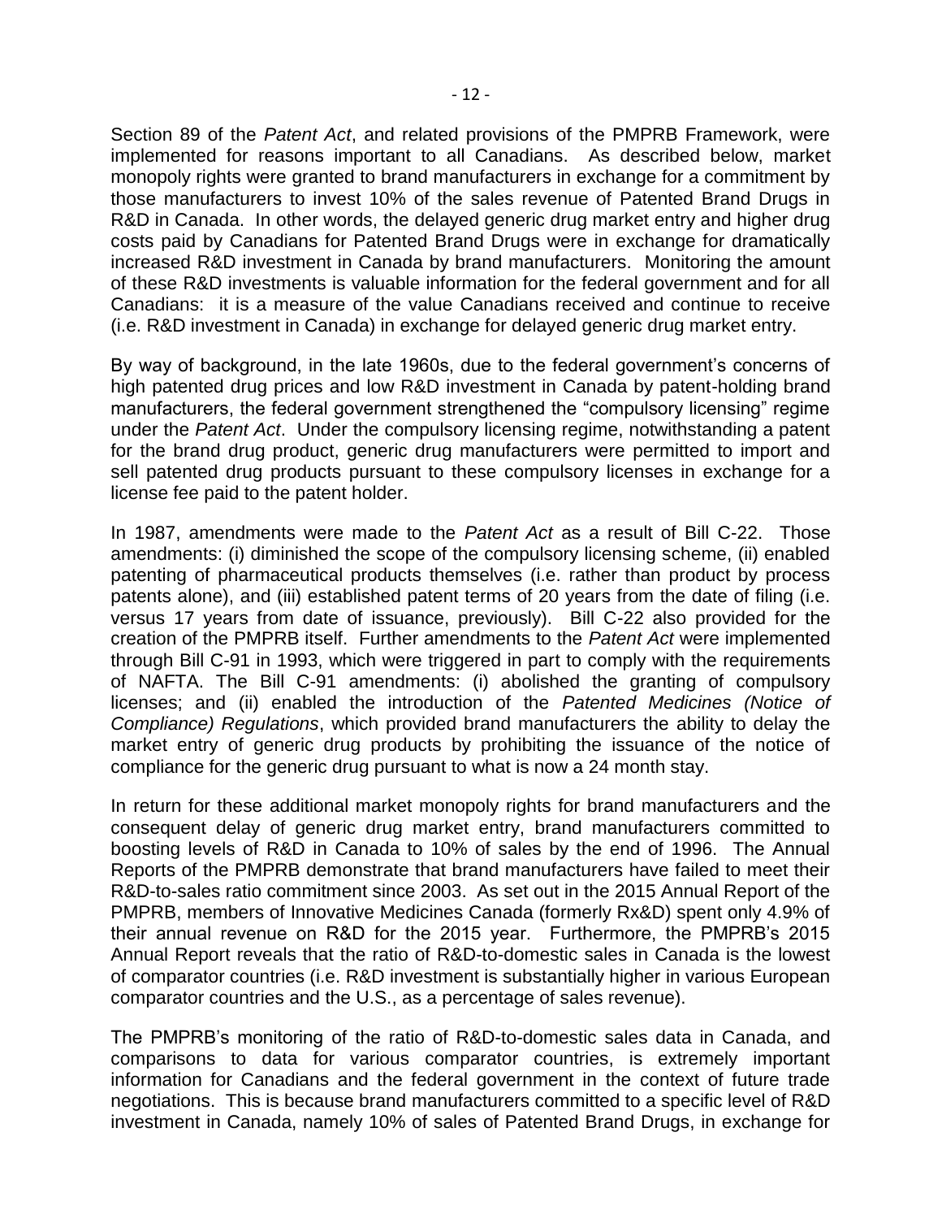Section 89 of the *Patent Act*, and related provisions of the PMPRB Framework, were implemented for reasons important to all Canadians. As described below, market monopoly rights were granted to brand manufacturers in exchange for a commitment by those manufacturers to invest 10% of the sales revenue of Patented Brand Drugs in R&D in Canada. In other words, the delayed generic drug market entry and higher drug costs paid by Canadians for Patented Brand Drugs were in exchange for dramatically increased R&D investment in Canada by brand manufacturers. Monitoring the amount of these R&D investments is valuable information for the federal government and for all Canadians: it is a measure of the value Canadians received and continue to receive (i.e. R&D investment in Canada) in exchange for delayed generic drug market entry.

By way of background, in the late 1960s, due to the federal government's concerns of high patented drug prices and low R&D investment in Canada by patent-holding brand manufacturers, the federal government strengthened the "compulsory licensing" regime under the *Patent Act*. Under the compulsory licensing regime, notwithstanding a patent for the brand drug product, generic drug manufacturers were permitted to import and sell patented drug products pursuant to these compulsory licenses in exchange for a license fee paid to the patent holder.

In 1987, amendments were made to the *Patent Act* as a result of Bill C-22. Those amendments: (i) diminished the scope of the compulsory licensing scheme, (ii) enabled patenting of pharmaceutical products themselves (i.e. rather than product by process patents alone), and (iii) established patent terms of 20 years from the date of filing (i.e. versus 17 years from date of issuance, previously). Bill C-22 also provided for the creation of the PMPRB itself. Further amendments to the *Patent Act* were implemented through Bill C-91 in 1993, which were triggered in part to comply with the requirements of NAFTA. The Bill C-91 amendments: (i) abolished the granting of compulsory licenses; and (ii) enabled the introduction of the *Patented Medicines (Notice of Compliance) Regulations*, which provided brand manufacturers the ability to delay the market entry of generic drug products by prohibiting the issuance of the notice of compliance for the generic drug pursuant to what is now a 24 month stay.

In return for these additional market monopoly rights for brand manufacturers and the consequent delay of generic drug market entry, brand manufacturers committed to boosting levels of R&D in Canada to 10% of sales by the end of 1996. The Annual Reports of the PMPRB demonstrate that brand manufacturers have failed to meet their R&D-to-sales ratio commitment since 2003. As set out in the 2015 Annual Report of the PMPRB, members of Innovative Medicines Canada (formerly Rx&D) spent only 4.9% of their annual revenue on R&D for the 2015 year. Furthermore, the PMPRB's 2015 Annual Report reveals that the ratio of R&D-to-domestic sales in Canada is the lowest of comparator countries (i.e. R&D investment is substantially higher in various European comparator countries and the U.S., as a percentage of sales revenue).

The PMPRB's monitoring of the ratio of R&D-to-domestic sales data in Canada, and comparisons to data for various comparator countries, is extremely important information for Canadians and the federal government in the context of future trade negotiations. This is because brand manufacturers committed to a specific level of R&D investment in Canada, namely 10% of sales of Patented Brand Drugs, in exchange for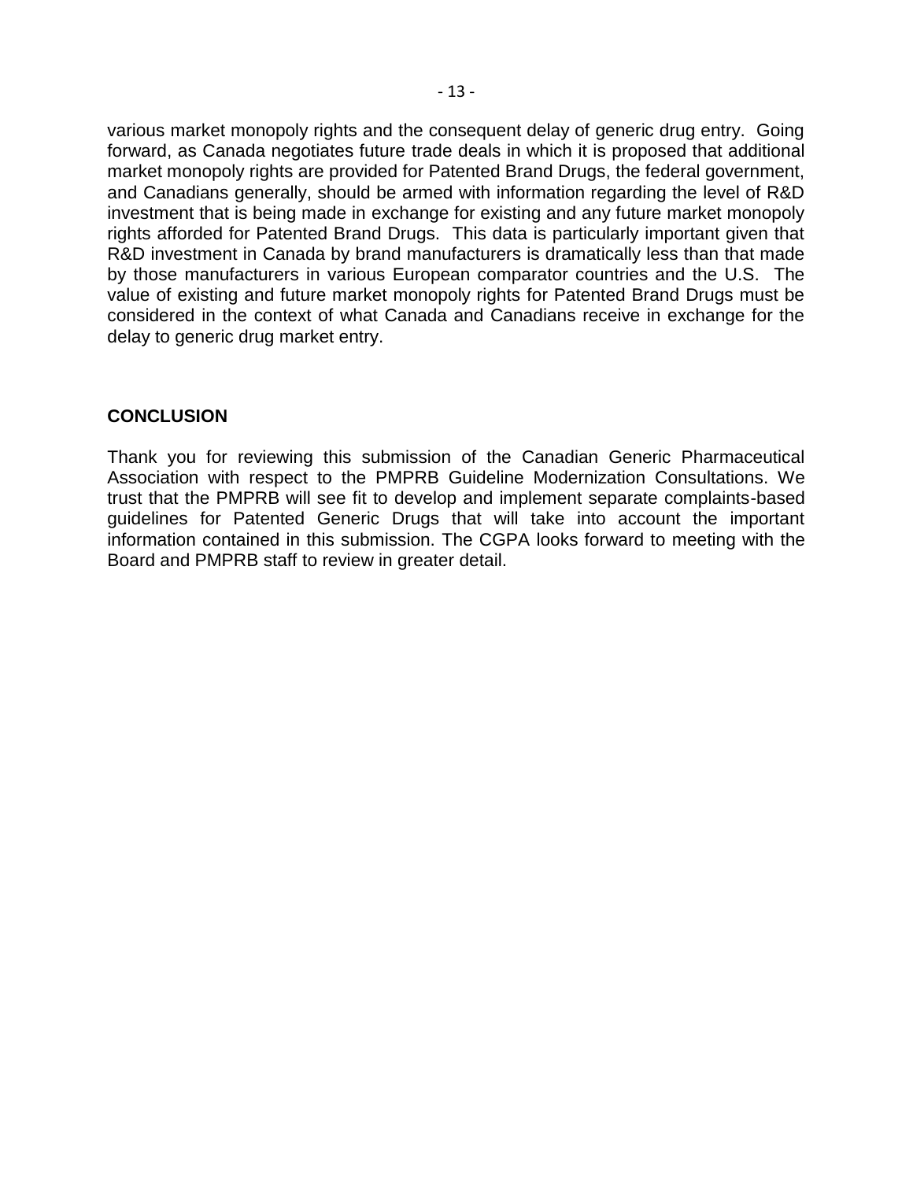various market monopoly rights and the consequent delay of generic drug entry. Going forward, as Canada negotiates future trade deals in which it is proposed that additional market monopoly rights are provided for Patented Brand Drugs, the federal government, and Canadians generally, should be armed with information regarding the level of R&D investment that is being made in exchange for existing and any future market monopoly rights afforded for Patented Brand Drugs. This data is particularly important given that R&D investment in Canada by brand manufacturers is dramatically less than that made by those manufacturers in various European comparator countries and the U.S. The value of existing and future market monopoly rights for Patented Brand Drugs must be considered in the context of what Canada and Canadians receive in exchange for the delay to generic drug market entry.

## CONCLUSION

Thank you for reviewing this submission of the Canadian Generic Pharmaceutical Association with respect to the PMPRB Guideline Modernization Consultations. We trust that the PMPRB will see fit to develop and implement separate complaints-based guidelines for Patented Generic Drugs that will take into account the important information contained in this submission. The CGPA looks forward to meeting with the Board and PMPRB staff to review in greater detail.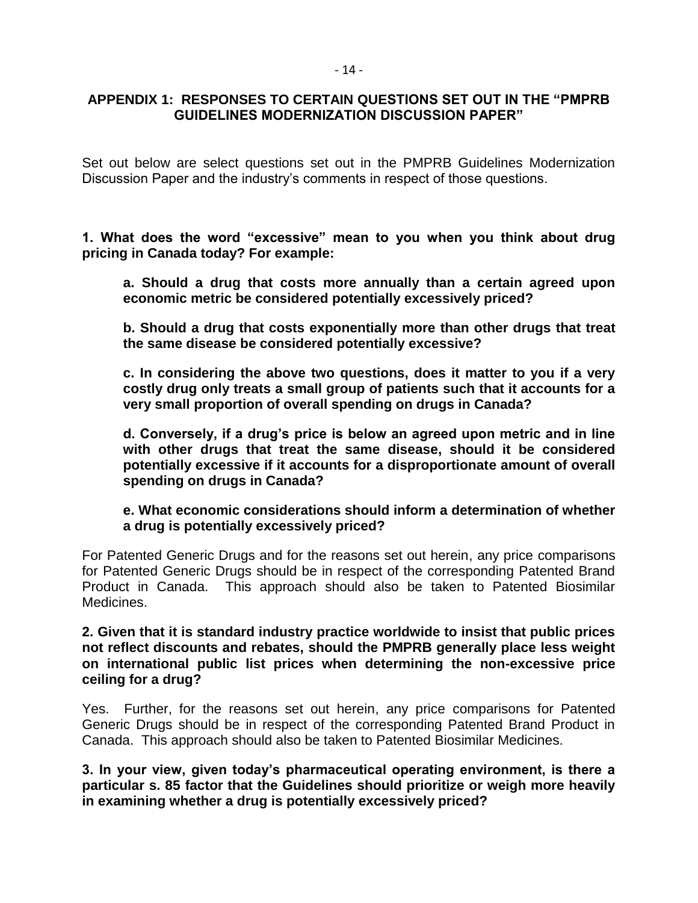## APPENDIX 1: RESPONSES TO CERTAIN QUESTIONS SET OUT IN THE "PMPRB GUIDELINES MODERNIZATION DISCUSSION PAPER"

Set out below are select questions set out in the PMPRB Guidelines Modernization Discussion Paper and the industry's comments in respect of those questions.

**1. What does the word "excessive" mean to you when you think about drug pricing in Canada today? For example:**

> **a. Should a drug that costs more annually than a certain agreed upon economic metric be considered potentially excessively priced?**
>
> **b. Should a drug that costs exponentially more than other drugs that treat the same disease be considered potentially excessive?**
>
> **c. In considering the above two questions, does it matter to you if a very costly drug only treats a small group of patients such that it accounts for a very small proportion of overall spending on drugs in Canada?**
>
> **d. Conversely, if a drug's price is below an agreed upon metric and in line with other drugs that treat the same disease, should it be considered potentially excessive if it accounts for a disproportionate amount of overall spending on drugs in Canada?**
>
> **e. What economic considerations should inform a determination of whether a drug is potentially excessively priced?**

For Patented Generic Drugs and for the reasons set out herein, any price comparisons for Patented Generic Drugs should be in respect of the corresponding Patented Brand Product in Canada. This approach should also be taken to Patented Biosimilar Medicines.

**2. Given that it is standard industry practice worldwide to insist that public prices not reflect discounts and rebates, should the PMPRB generally place less weight on international public list prices when determining the non-excessive price ceiling for a drug?**

Yes. Further, for the reasons set out herein, any price comparisons for Patented Generic Drugs should be in respect of the corresponding Patented Brand Product in Canada. This approach should also be taken to Patented Biosimilar Medicines.

**3. In your view, given today's pharmaceutical operating environment, is there a particular s. 85 factor that the Guidelines should prioritize or weigh more heavily in examining whether a drug is potentially excessively priced?**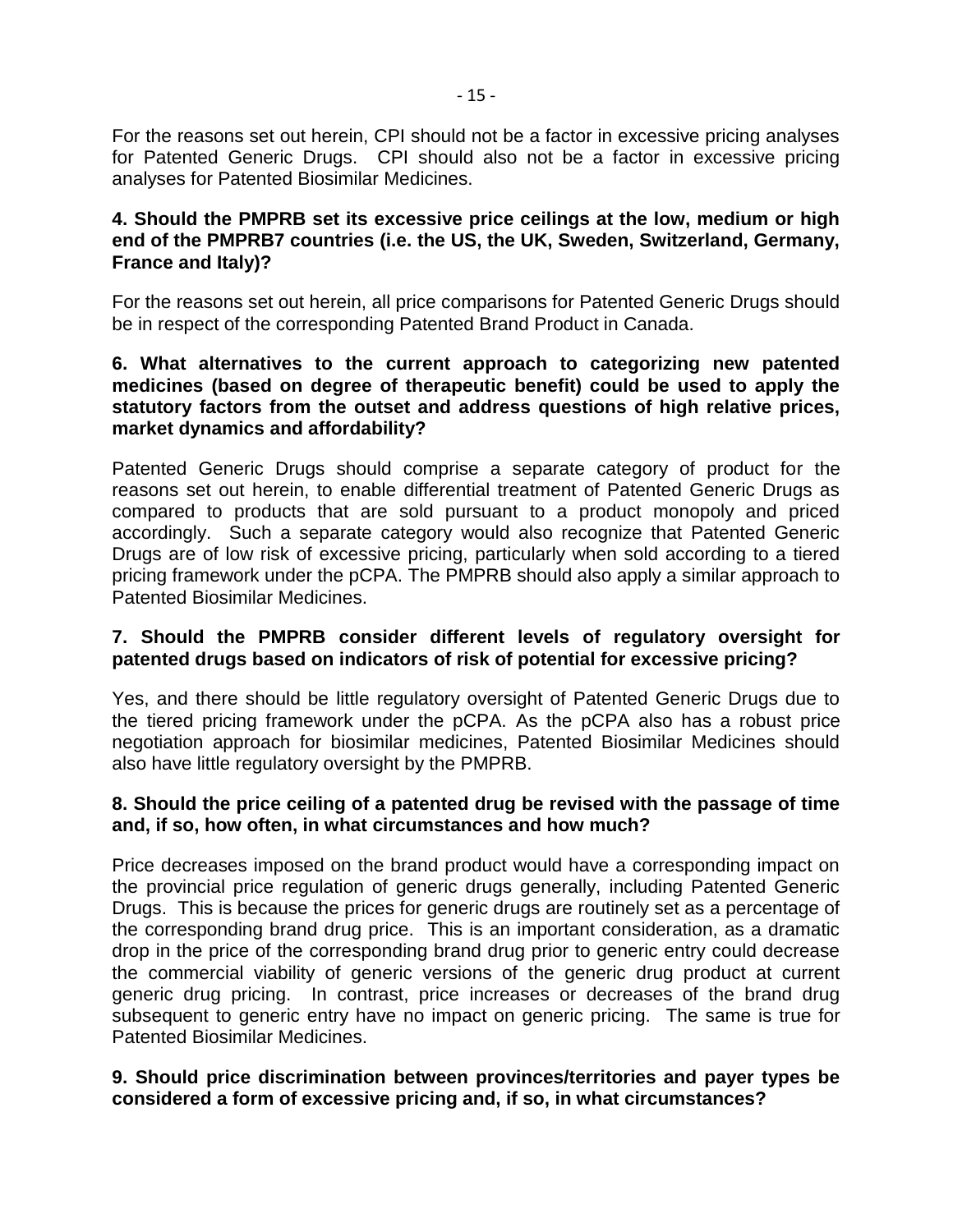For the reasons set out herein, CPI should not be a factor in excessive pricing analyses for Patented Generic Drugs. CPI should also not be a factor in excessive pricing analyses for Patented Biosimilar Medicines.

**4. Should the PMPRB set its excessive price ceilings at the low, medium or high end of the PMPRB7 countries (i.e. the US, the UK, Sweden, Switzerland, Germany, France and Italy)?**

For the reasons set out herein, all price comparisons for Patented Generic Drugs should be in respect of the corresponding Patented Brand Product in Canada.

**6. What alternatives to the current approach to categorizing new patented medicines (based on degree of therapeutic benefit) could be used to apply the statutory factors from the outset and address questions of high relative prices, market dynamics and affordability?**

Patented Generic Drugs should comprise a separate category of product for the reasons set out herein, to enable differential treatment of Patented Generic Drugs as compared to products that are sold pursuant to a product monopoly and priced accordingly. Such a separate category would also recognize that Patented Generic Drugs are of low risk of excessive pricing, particularly when sold according to a tiered pricing framework under the pCPA. The PMPRB should also apply a similar approach to Patented Biosimilar Medicines.

**7. Should the PMPRB consider different levels of regulatory oversight for patented drugs based on indicators of risk of potential for excessive pricing?**

Yes, and there should be little regulatory oversight of Patented Generic Drugs due to the tiered pricing framework under the pCPA. As the pCPA also has a robust price negotiation approach for biosimilar medicines, Patented Biosimilar Medicines should also have little regulatory oversight by the PMPRB.

**8. Should the price ceiling of a patented drug be revised with the passage of time and, if so, how often, in what circumstances and how much?**

Price decreases imposed on the brand product would have a corresponding impact on the provincial price regulation of generic drugs generally, including Patented Generic Drugs. This is because the prices for generic drugs are routinely set as a percentage of the corresponding brand drug price. This is an important consideration, as a dramatic drop in the price of the corresponding brand drug prior to generic entry could decrease the commercial viability of generic versions of the generic drug product at current generic drug pricing. In contrast, price increases or decreases of the brand drug subsequent to generic entry have no impact on generic pricing. The same is true for Patented Biosimilar Medicines.

**9. Should price discrimination between provinces/territories and payer types be considered a form of excessive pricing and, if so, in what circumstances?**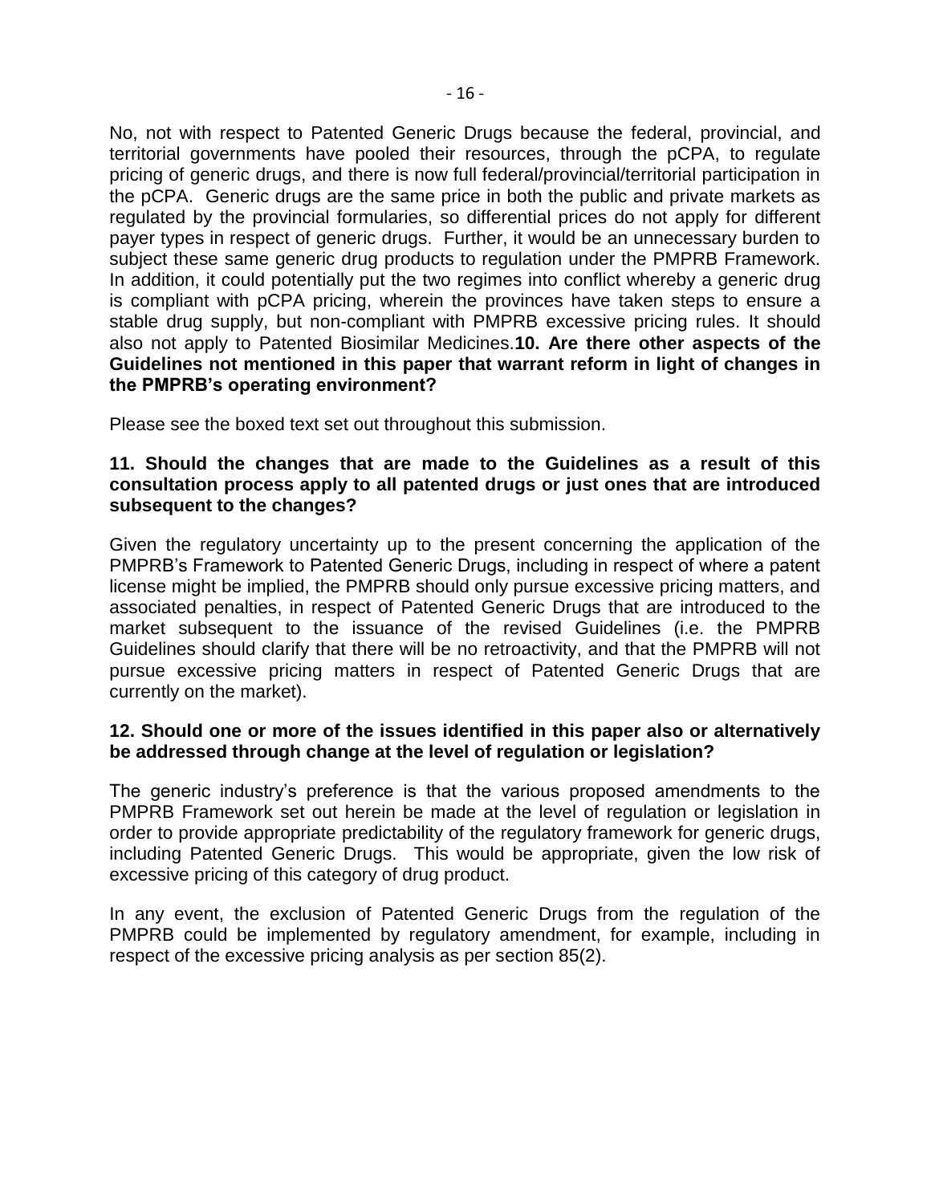No, not with respect to Patented Generic Drugs because the federal, provincial, and territorial governments have pooled their resources, through the pCPA, to regulate pricing of generic drugs, and there is now full federal/provincial/territorial participation in the pCPA. Generic drugs are the same price in both the public and private markets as regulated by the provincial formularies, so differential prices do not apply for different payer types in respect of generic drugs. Further, it would be an unnecessary burden to subject these same generic drug products to regulation under the PMPRB Framework. In addition, it could potentially put the two regimes into conflict whereby a generic drug is compliant with pCPA pricing, wherein the provinces have taken steps to ensure a stable drug supply, but non-compliant with PMPRB excessive pricing rules. It should also not apply to Patented Biosimilar Medicines.

**10. Are there other aspects of the Guidelines not mentioned in this paper that warrant reform in light of changes in the PMPRB's operating environment?**

Please see the boxed text set out throughout this submission.

**11. Should the changes that are made to the Guidelines as a result of this consultation process apply to all patented drugs or just ones that are introduced subsequent to the changes?**

Given the regulatory uncertainty up to the present concerning the application of the PMPRB's Framework to Patented Generic Drugs, including in respect of where a patent license might be implied, the PMPRB should only pursue excessive pricing matters, and associated penalties, in respect of Patented Generic Drugs that are introduced to the market subsequent to the issuance of the revised Guidelines (i.e. the PMPRB Guidelines should clarify that there will be no retroactivity, and that the PMPRB will not pursue excessive pricing matters in respect of Patented Generic Drugs that are currently on the market).

**12. Should one or more of the issues identified in this paper also or alternatively be addressed through change at the level of regulation or legislation?**

The generic industry's preference is that the various proposed amendments to the PMPRB Framework set out herein be made at the level of regulation or legislation in order to provide appropriate predictability of the regulatory framework for generic drugs, including Patented Generic Drugs. This would be appropriate, given the low risk of excessive pricing of this category of drug product.

In any event, the exclusion of Patented Generic Drugs from the regulation of the PMPRB could be implemented by regulatory amendment, for example, including in respect of the excessive pricing analysis as per section 85(2).